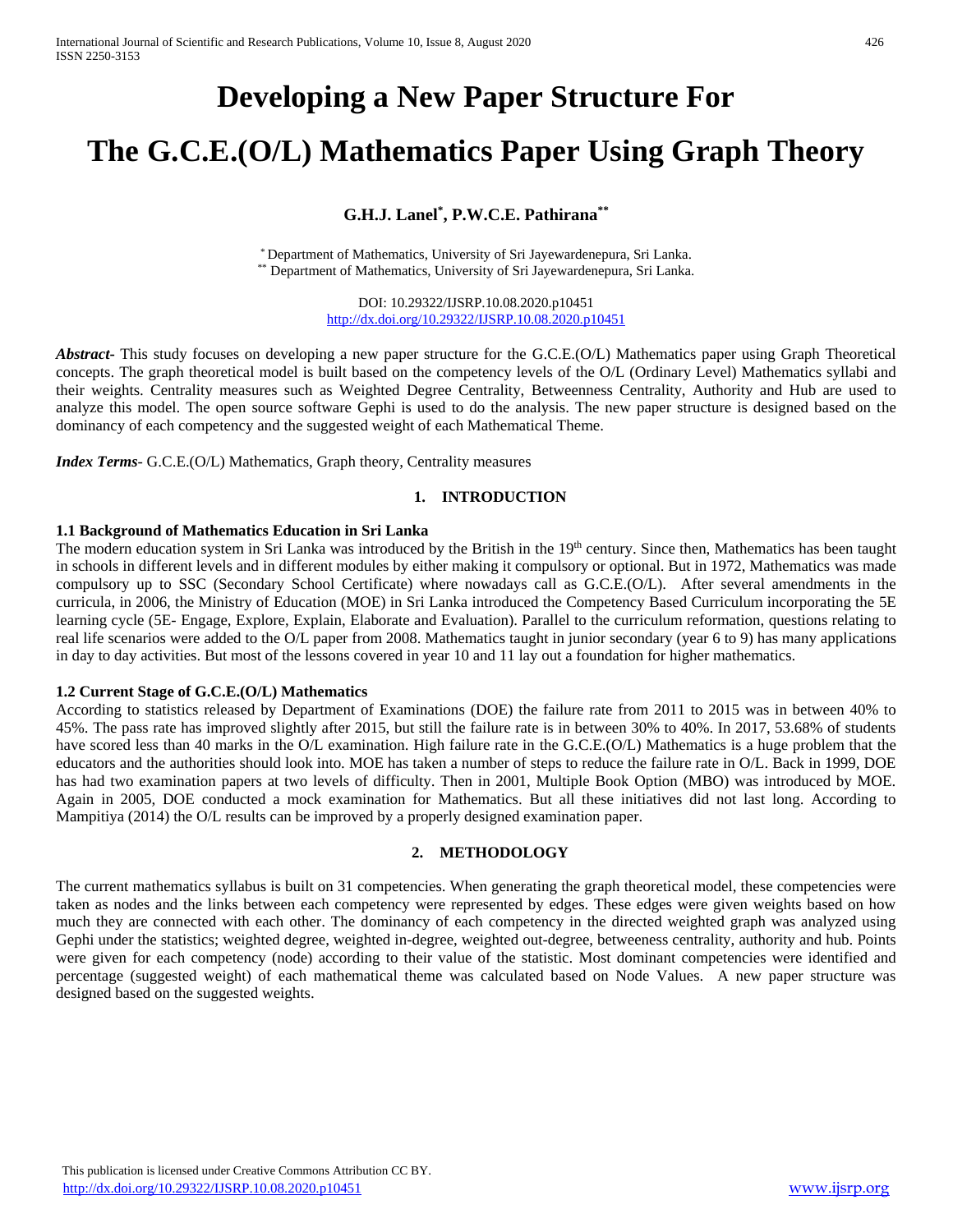# Developing a New Paper Structure For The G.C.E.(O/L) Mathematics Paper Using Graph Theory

**G.H.J. Lanel[*], P.W.C.E. Pathirana[**]**

[*] Department of Mathematics, University of Sri Jayewardenepura, Sri Lanka.
[**] Department of Mathematics, University of Sri Jayewardenepura, Sri Lanka.

DOI: 10.29322/IJSRP.10.08.2020.p10451
http://dx.doi.org/10.29322/IJSRP.10.08.2020.p10451

***Abstract-*** This study focuses on developing a new paper structure for the G.C.E.(O/L) Mathematics paper using Graph Theoretical concepts. The graph theoretical model is built based on the competency levels of the O/L (Ordinary Level) Mathematics syllabi and their weights. Centrality measures such as Weighted Degree Centrality, Betweenness Centrality, Authority and Hub are used to analyze this model. The open source software Gephi is used to do the analysis. The new paper structure is designed based on the dominancy of each competency and the suggested weight of each Mathematical Theme.

***Index Terms-*** G.C.E.(O/L) Mathematics, Graph theory, Centrality measures

## 1. INTRODUCTION

### 1.1 Background of Mathematics Education in Sri Lanka

The modern education system in Sri Lanka was introduced by the British in the 19th century. Since then, Mathematics has been taught in schools in different levels and in different modules by either making it compulsory or optional. But in 1972, Mathematics was made compulsory up to SSC (Secondary School Certificate) where nowadays call as G.C.E.(O/L). After several amendments in the curricula, in 2006, the Ministry of Education (MOE) in Sri Lanka introduced the Competency Based Curriculum incorporating the 5E learning cycle (5E- Engage, Explore, Explain, Elaborate and Evaluation). Parallel to the curriculum reformation, questions relating to real life scenarios were added to the O/L paper from 2008. Mathematics taught in junior secondary (year 6 to 9) has many applications in day to day activities. But most of the lessons covered in year 10 and 11 lay out a foundation for higher mathematics.

### 1.2 Current Stage of G.C.E.(O/L) Mathematics

According to statistics released by Department of Examinations (DOE) the failure rate from 2011 to 2015 was in between 40% to 45%. The pass rate has improved slightly after 2015, but still the failure rate is in between 30% to 40%. In 2017, 53.68% of students have scored less than 40 marks in the O/L examination. High failure rate in the G.C.E.(O/L) Mathematics is a huge problem that the educators and the authorities should look into. MOE has taken a number of steps to reduce the failure rate in O/L. Back in 1999, DOE has had two examination papers at two levels of difficulty. Then in 2001, Multiple Book Option (MBO) was introduced by MOE. Again in 2005, DOE conducted a mock examination for Mathematics. But all these initiatives did not last long. According to Mampitiya (2014) the O/L results can be improved by a properly designed examination paper.

## 2. METHODOLOGY

The current mathematics syllabus is built on 31 competencies. When generating the graph theoretical model, these competencies were taken as nodes and the links between each competency were represented by edges. These edges were given weights based on how much they are connected with each other. The dominancy of each competency in the directed weighted graph was analyzed using Gephi under the statistics; weighted degree, weighted in-degree, weighted out-degree, betweeness centrality, authority and hub. Points were given for each competency (node) according to their value of the statistic. Most dominant competencies were identified and percentage (suggested weight) of each mathematical theme was calculated based on Node Values. A new paper structure was designed based on the suggested weights.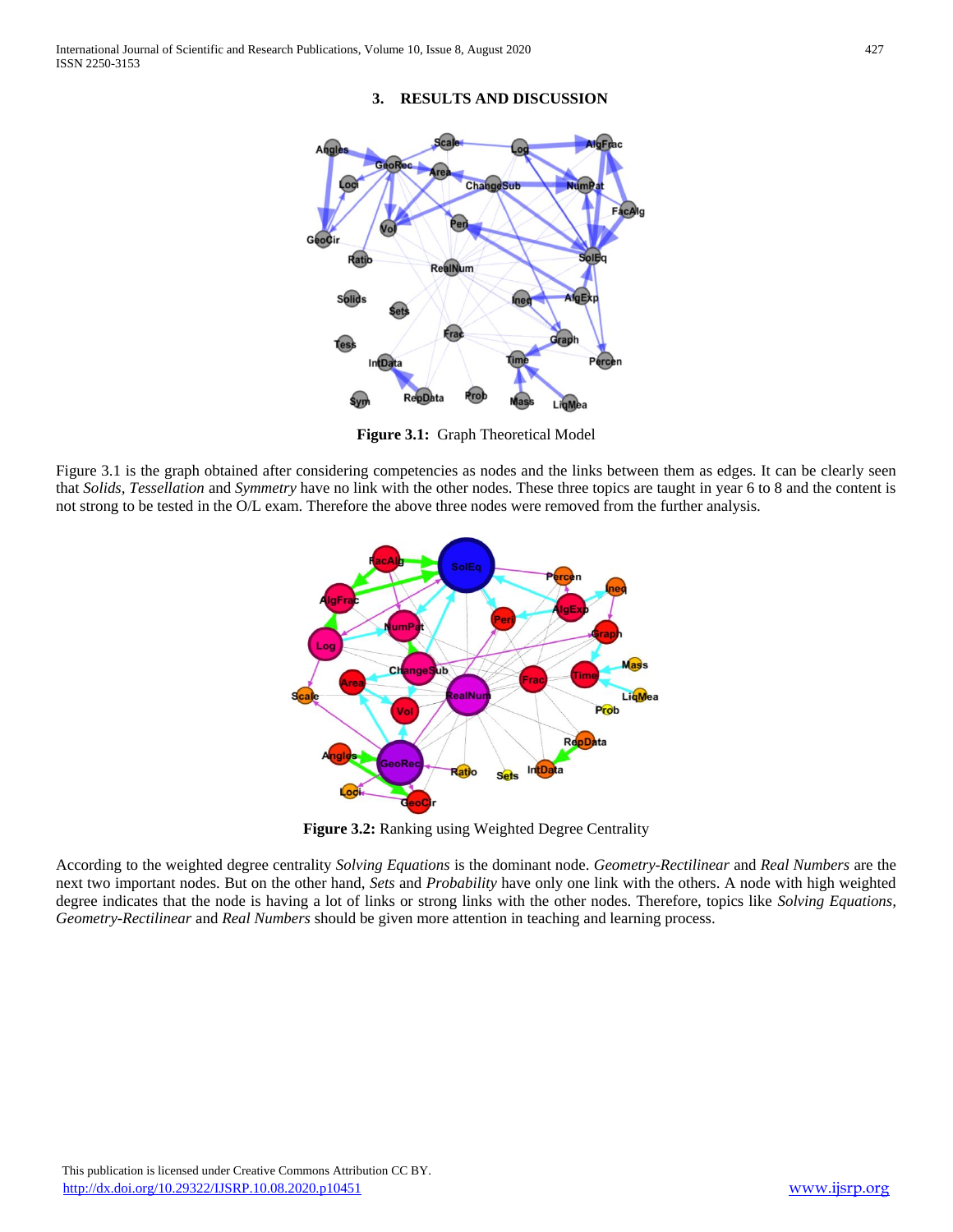## 3. RESULTS AND DISCUSSION

Figure 3.1: Graph Theoretical Model

Figure 3.1 is the graph obtained after considering competencies as nodes and the links between them as edges. It can be clearly seen that *Solids*, *Tessellation* and *Symmetry* have no link with the other nodes. These three topics are taught in year 6 to 8 and the content is not strong to be tested in the O/L exam. Therefore the above three nodes were removed from the further analysis.

**Figure 3.2:** Ranking using Weighted Degree Centrality

According to the weighted degree centrality *Solving Equations* is the dominant node. *Geometry-Rectilinear* and *Real Numbers* are the next two important nodes. But on the other hand, *Sets* and *Probability* have only one link with the others. A node with high weighted degree indicates that the node is having a lot of links or strong links with the other nodes. Therefore, topics like *Solving Equations, Geometry-Rectilinear* and *Real Numbers* should be given more attention in teaching and learning process.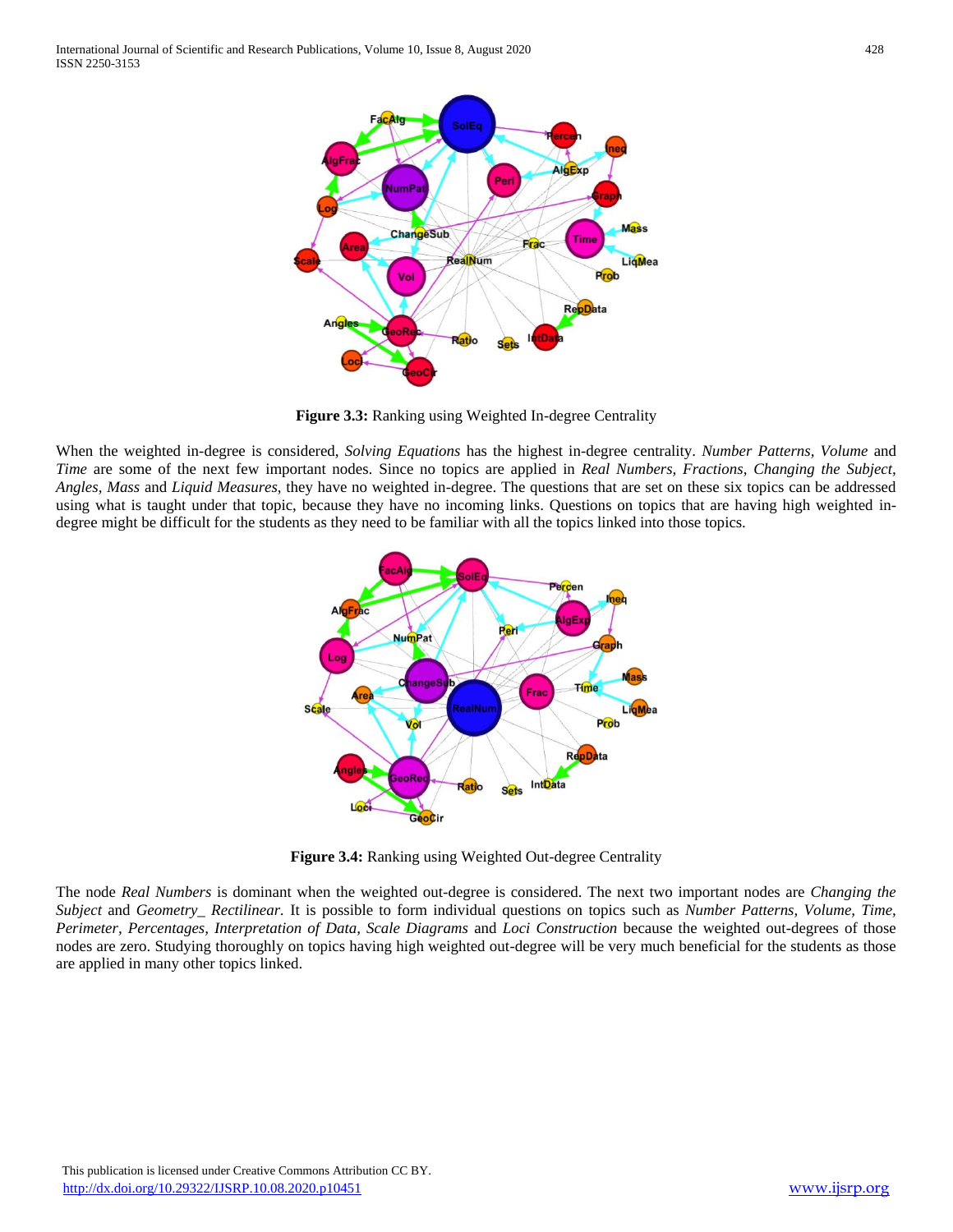**Figure 3.3:** Ranking using Weighted In-degree Centrality

When the weighted in-degree is considered, *Solving Equations* has the highest in-degree centrality. *Number Patterns*, *Volume* and *Time* are some of the next few important nodes. Since no topics are applied in *Real Numbers, Fractions, Changing the Subject, Angles, Mass* and *Liquid Measures*, they have no weighted in-degree. The questions that are set on these six topics can be addressed using what is taught under that topic, because they have no incoming links. Questions on topics that are having high weighted in-degree might be difficult for the students as they need to be familiar with all the topics linked into those topics.

**Figure 3.4:** Ranking using Weighted Out-degree Centrality

The node *Real Numbers* is dominant when the weighted out-degree is considered. The next two important nodes are *Changing the Subject* and *Geometry_ Rectilinear.* It is possible to form individual questions on topics such as *Number Patterns, Volume, Time, Perimeter, Percentages, Interpretation of Data, Scale Diagrams* and *Loci Construction* because the weighted out-degrees of those nodes are zero. Studying thoroughly on topics having high weighted out-degree will be very much beneficial for the students as those are applied in many other topics linked.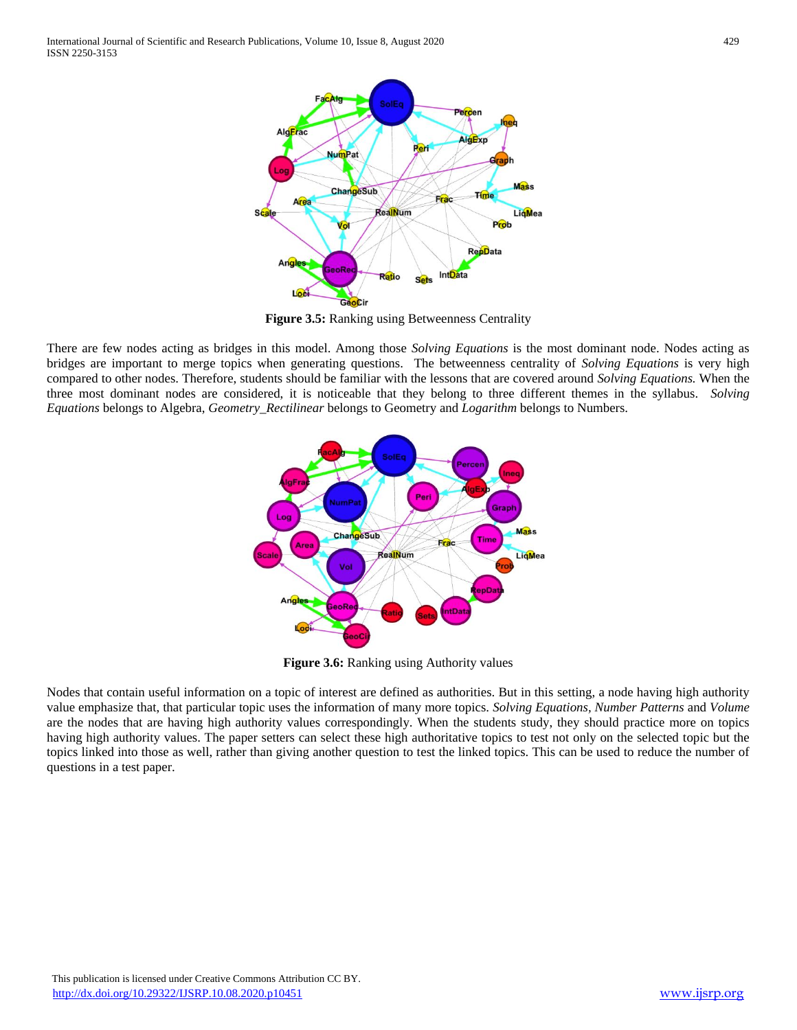Figure 3.5: Ranking using Betweenness Centrality

There are few nodes acting as bridges in this model. Among those *Solving Equations* is the most dominant node. Nodes acting as bridges are important to merge topics when generating questions. The betweenness centrality of *Solving Equations* is very high compared to other nodes. Therefore, students should be familiar with the lessons that are covered around *Solving Equations.* When the three most dominant nodes are considered, it is noticeable that they belong to three different themes in the syllabus. *Solving Equations* belongs to Algebra, *Geometry_Rectilinear* belongs to Geometry and *Logarithm* belongs to Numbers.

Figure 3.6: Ranking using Authority values

Nodes that contain useful information on a topic of interest are defined as authorities. But in this setting, a node having high authority value emphasize that, that particular topic uses the information of many more topics. *Solving Equations*, *Number Patterns* and *Volume* are the nodes that are having high authority values correspondingly. When the students study, they should practice more on topics having high authority values. The paper setters can select these high authoritative topics to test not only on the selected topic but the topics linked into those as well, rather than giving another question to test the linked topics. This can be used to reduce the number of questions in a test paper.

This publication is licensed under Creative Commons Attribution CC BY.
http://dx.doi.org/10.29322/IJSRP.10.08.2020.p10451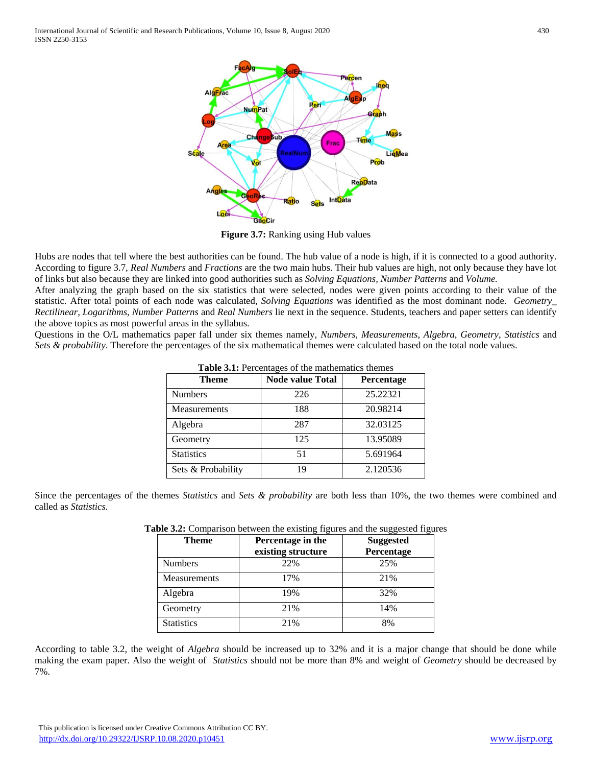**Figure 3.7:** Ranking using Hub values

Hubs are nodes that tell where the best authorities can be found. The hub value of a node is high, if it is connected to a good authority. According to figure 3.7, *Real Numbers* and *Fractions* are the two main hubs. Their hub values are high, not only because they have lot of links but also because they are linked into good authorities such as *Solving Equations, Number Patterns* and *Volume.*

After analyzing the graph based on the six statistics that were selected, nodes were given points according to their value of the statistic. After total points of each node was calculated, *Solving Equations* was identified as the most dominant node. *Geometry_ Rectilinear, Logarithms, Number Patterns* and *Real Numbers* lie next in the sequence. Students, teachers and paper setters can identify the above topics as most powerful areas in the syllabus.

Questions in the O/L mathematics paper fall under six themes namely, *Numbers*, *Measurements*, *Algebra*, *Geometry*, *Statistics* and *Sets & probability*. Therefore the percentages of the six mathematical themes were calculated based on the total node values.

**Table 3.1:** Percentages of the mathematics themes

| Theme | Node value Total | Percentage |
|---|---|---|
| Numbers | 226 | 25.22321 |
| Measurements | 188 | 20.98214 |
| Algebra | 287 | 32.03125 |
| Geometry | 125 | 13.95089 |
| Statistics | 51 | 5.691964 |
| Sets & Probability | 19 | 2.120536 |

Since the percentages of the themes *Statistics* and *Sets & probability* are both less than 10%, the two themes were combined and called as *Statistics.*

**Table 3.2:** Comparison between the existing figures and the suggested figures

| Theme | Percentage in the existing structure | Suggested Percentage |
|---|---|---|
| Numbers | 22% | 25% |
| Measurements | 17% | 21% |
| Algebra | 19% | 32% |
| Geometry | 21% | 14% |
| Statistics | 21% | 8% |

According to table 3.2, the weight of *Algebra* should be increased up to 32% and it is a major change that should be done while making the exam paper. Also the weight of *Statistics* should not be more than 8% and weight of *Geometry* should be decreased by 7%.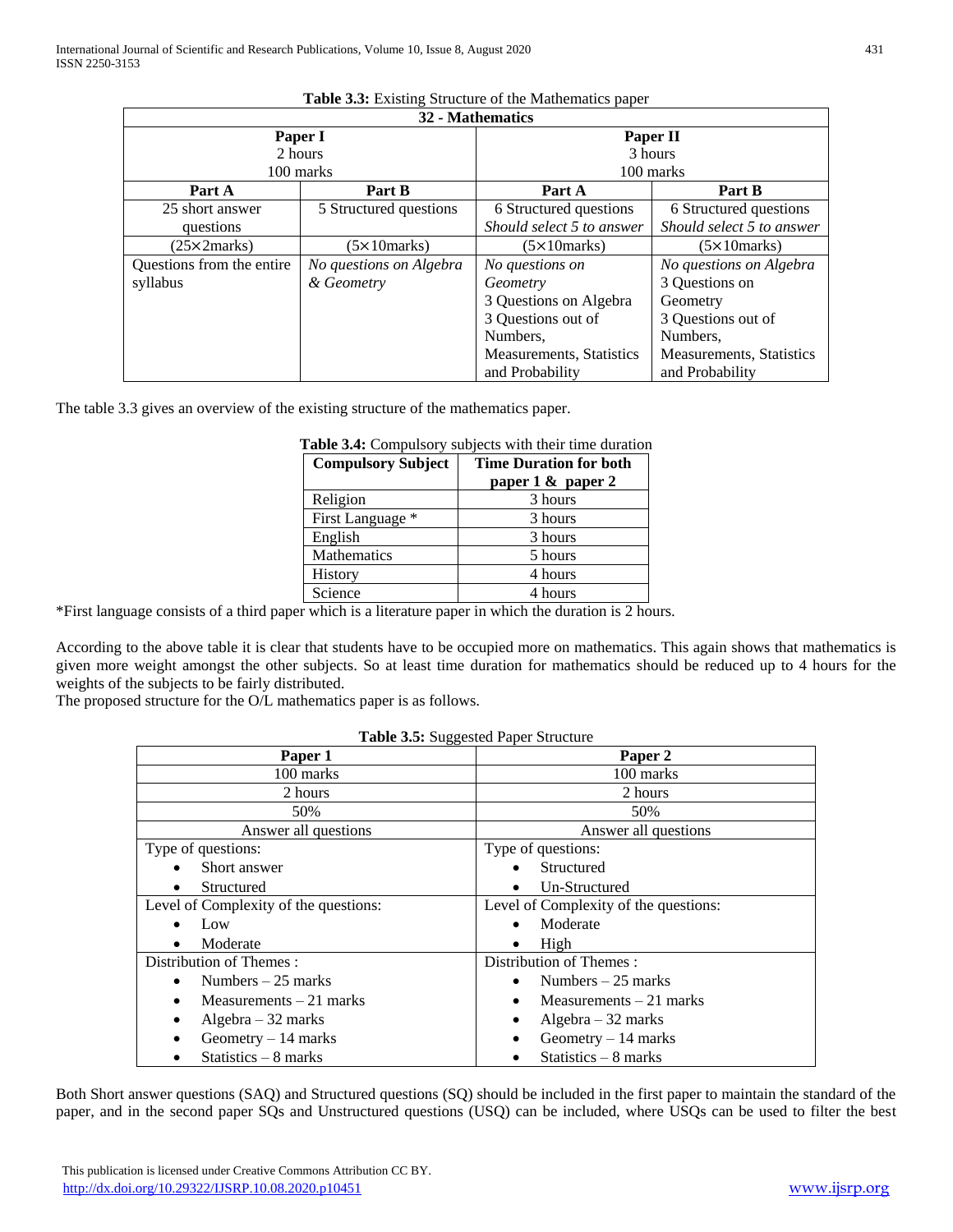**Table 3.3:** Existing Structure of the Mathematics paper

| 32 - Mathematics | | | |
|---|---|---|---|
| **Paper I**<br>2 hours<br>100 marks | | **Paper II**<br>3 hours<br>100 marks | |
| **Part A** | **Part B** | **Part A** | **Part B** |
| 25 short answer questions | 5 Structured questions | 6 Structured questions<br>*Should select 5 to answer* | 6 Structured questions<br>*Should select 5 to answer* |
| (25×2marks) | (5×10marks) | (5×10marks) | (5×10marks) |
| Questions from the entire syllabus | *No questions on Algebra & Geometry* | *No questions on Geometry*<br>3 Questions on Algebra<br>3 Questions out of Numbers, Measurements, Statistics and Probability | *No questions on Algebra*<br>3 Questions on Geometry<br>3 Questions out of Numbers, Measurements, Statistics and Probability |

The table 3.3 gives an overview of the existing structure of the mathematics paper.

**Table 3.4:** Compulsory subjects with their time duration

| **Compulsory Subject** | **Time Duration for both paper 1 & paper 2** |
|---|---|
| Religion | 3 hours |
| First Language * | 3 hours |
| English | 3 hours |
| Mathematics | 5 hours |
| History | 4 hours |
| Science | 4 hours |

*First language consists of a third paper which is a literature paper in which the duration is 2 hours.

According to the above table it is clear that students have to be occupied more on mathematics. This again shows that mathematics is given more weight amongst the other subjects. So at least time duration for mathematics should be reduced up to 4 hours for the weights of the subjects to be fairly distributed.
The proposed structure for the O/L mathematics paper is as follows.

**Table 3.5:** Suggested Paper Structure

| **Paper 1** | **Paper 2** |
|---|---|
| 100 marks | 100 marks |
| 2 hours | 2 hours |
| 50% | 50% |
| Answer all questions | Answer all questions |
| Type of questions:<br>• Short answer<br>• Structured | Type of questions:<br>• Structured<br>• Un-Structured |
| Level of Complexity of the questions:<br>• Low<br>• Moderate | Level of Complexity of the questions:<br>• Moderate<br>• High |
| Distribution of Themes :<br>• Numbers – 25 marks<br>• Measurements – 21 marks<br>• Algebra – 32 marks<br>• Geometry – 14 marks<br>• Statistics – 8 marks | Distribution of Themes :<br>• Numbers – 25 marks<br>• Measurements – 21 marks<br>• Algebra – 32 marks<br>• Geometry – 14 marks<br>• Statistics – 8 marks |

Both Short answer questions (SAQ) and Structured questions (SQ) should be included in the first paper to maintain the standard of the paper, and in the second paper SQs and Unstructured questions (USQ) can be included, where USQs can be used to filter the best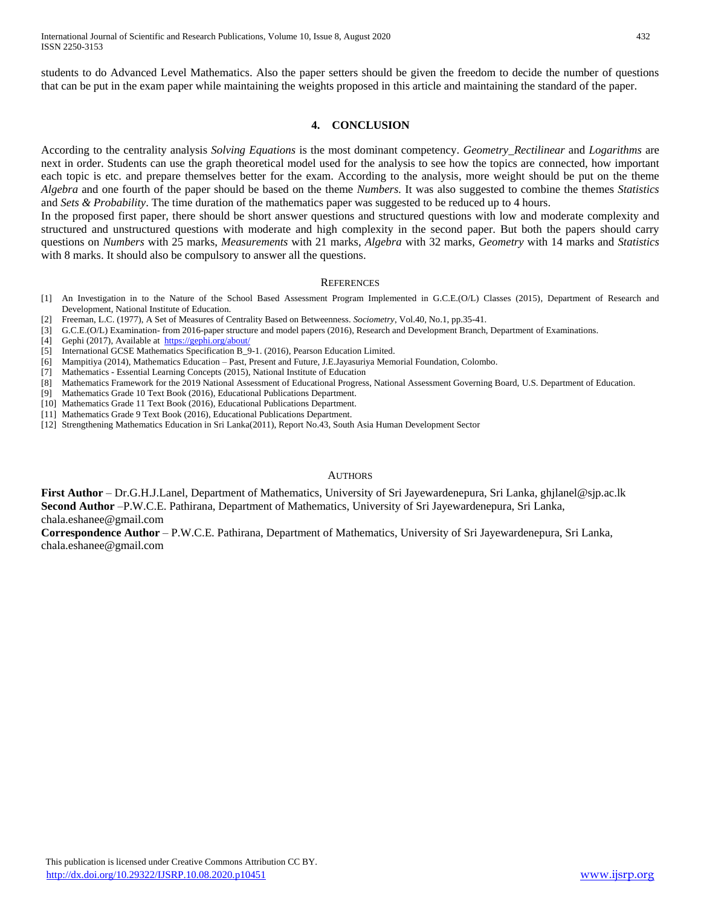students to do Advanced Level Mathematics. Also the paper setters should be given the freedom to decide the number of questions that can be put in the exam paper while maintaining the weights proposed in this article and maintaining the standard of the paper.

## 4. CONCLUSION

According to the centrality analysis *Solving Equations* is the most dominant competency. *Geometry_Rectilinear* and *Logarithms* are next in order. Students can use the graph theoretical model used for the analysis to see how the topics are connected, how important each topic is etc. and prepare themselves better for the exam. According to the analysis, more weight should be put on the theme *Algebra* and one fourth of the paper should be based on the theme *Numbers.* It was also suggested to combine the themes *Statistics* and *Sets & Probability*. The time duration of the mathematics paper was suggested to be reduced up to 4 hours.

In the proposed first paper, there should be short answer questions and structured questions with low and moderate complexity and structured and unstructured questions with moderate and high complexity in the second paper. But both the papers should carry questions on *Numbers* with 25 marks, *Measurements* with 21 marks, *Algebra* with 32 marks, *Geometry* with 14 marks and *Statistics* with 8 marks. It should also be compulsory to answer all the questions.

## REFERENCES

[1] An Investigation in to the Nature of the School Based Assessment Program Implemented in G.C.E.(O/L) Classes (2015), Department of Research and Development, National Institute of Education.

[2] Freeman, L.C. (1977), A Set of Measures of Centrality Based on Betweenness. *Sociometry*, Vol.40, No.1, pp.35-41.

[3] G.C.E.(O/L) Examination- from 2016-paper structure and model papers (2016), Research and Development Branch, Department of Examinations.

[4] Gephi (2017), Available at https://gephi.org/about/

[5] International GCSE Mathematics Specification B_9-1. (2016), Pearson Education Limited.

[6] Mampitiya (2014), Mathematics Education – Past, Present and Future, J.E.Jayasuriya Memorial Foundation, Colombo.

[7] Mathematics - Essential Learning Concepts (2015), National Institute of Education

[8] Mathematics Framework for the 2019 National Assessment of Educational Progress, National Assessment Governing Board, U.S. Department of Education.

[9] Mathematics Grade 10 Text Book (2016), Educational Publications Department.

[10] Mathematics Grade 11 Text Book (2016), Educational Publications Department.

[11] Mathematics Grade 9 Text Book (2016), Educational Publications Department.

[12] Strengthening Mathematics Education in Sri Lanka(2011), Report No.43, South Asia Human Development Sector

## AUTHORS

**First Author** – Dr.G.H.J.Lanel, Department of Mathematics, University of Sri Jayewardenepura, Sri Lanka, ghjlanel@sjp.ac.lk

**Second Author** –P.W.C.E. Pathirana, Department of Mathematics, University of Sri Jayewardenepura, Sri Lanka, chala.eshanee@gmail.com

**Correspondence Author** – P.W.C.E. Pathirana, Department of Mathematics, University of Sri Jayewardenepura, Sri Lanka, chala.eshanee@gmail.com